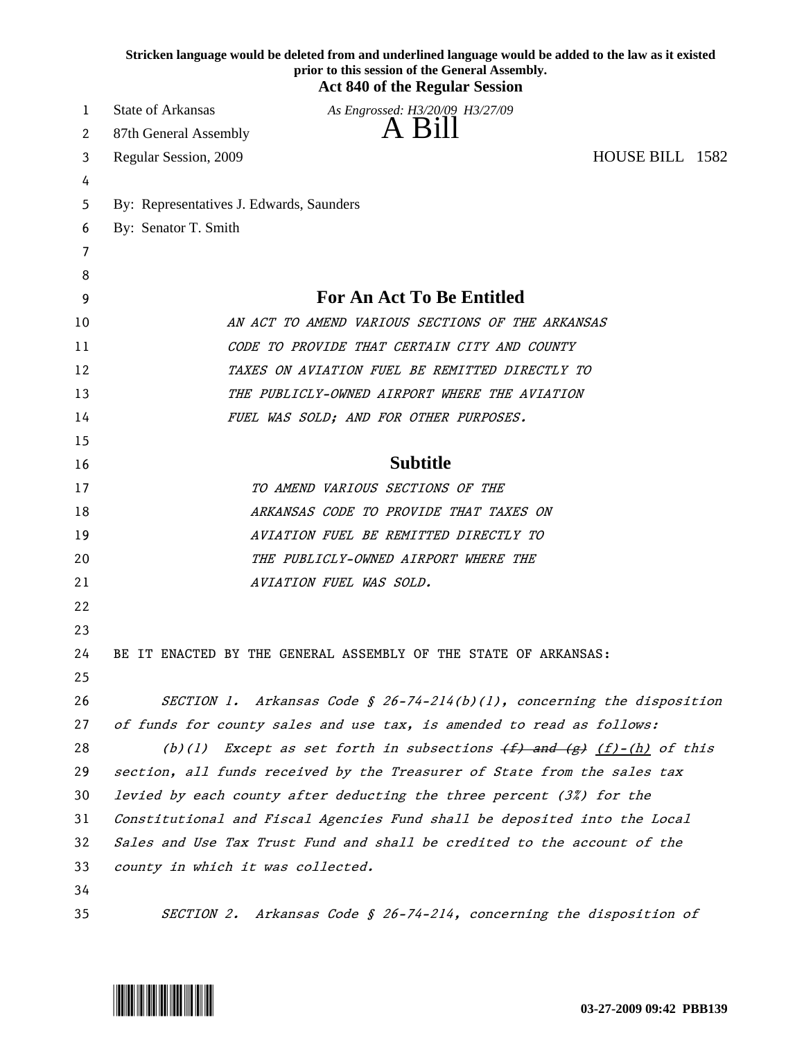**Stricken language would be deleted from and underlined language would be added to the law as it existed prior to this session of the General Assembly.**

**Act 840 of the Regular Session**

State of Arkansas  
87th General Assembly  
Regular Session, 2009

*As Engrossed: H3/20/09 H3/27/09*

# A Bill

HOUSE BILL 1582

By: Representatives J. Edwards, Saunders  
By: Senator T. Smith

## For An Act To Be Entitled

*AN ACT TO AMEND VARIOUS SECTIONS OF THE ARKANSAS CODE TO PROVIDE THAT CERTAIN CITY AND COUNTY TAXES ON AVIATION FUEL BE REMITTED DIRECTLY TO THE PUBLICLY-OWNED AIRPORT WHERE THE AVIATION FUEL WAS SOLD; AND FOR OTHER PURPOSES.*

## Subtitle

*TO AMEND VARIOUS SECTIONS OF THE ARKANSAS CODE TO PROVIDE THAT TAXES ON AVIATION FUEL BE REMITTED DIRECTLY TO THE PUBLICLY-OWNED AIRPORT WHERE THE AVIATION FUEL WAS SOLD.*

BE IT ENACTED BY THE GENERAL ASSEMBLY OF THE STATE OF ARKANSAS:

*SECTION 1. Arkansas Code § 26-74-214(b)(1), concerning the disposition of funds for county sales and use tax, is amended to read as follows:*

*(b)(1) Except as set forth in subsections ~~(f) and (g)~~ <u>(f)-(h)</u> of this section, all funds received by the Treasurer of State from the sales tax levied by each county after deducting the three percent (3%) for the Constitutional and Fiscal Agencies Fund shall be deposited into the Local Sales and Use Tax Trust Fund and shall be credited to the account of the county in which it was collected.*

*SECTION 2. Arkansas Code § 26-74-214, concerning the disposition of*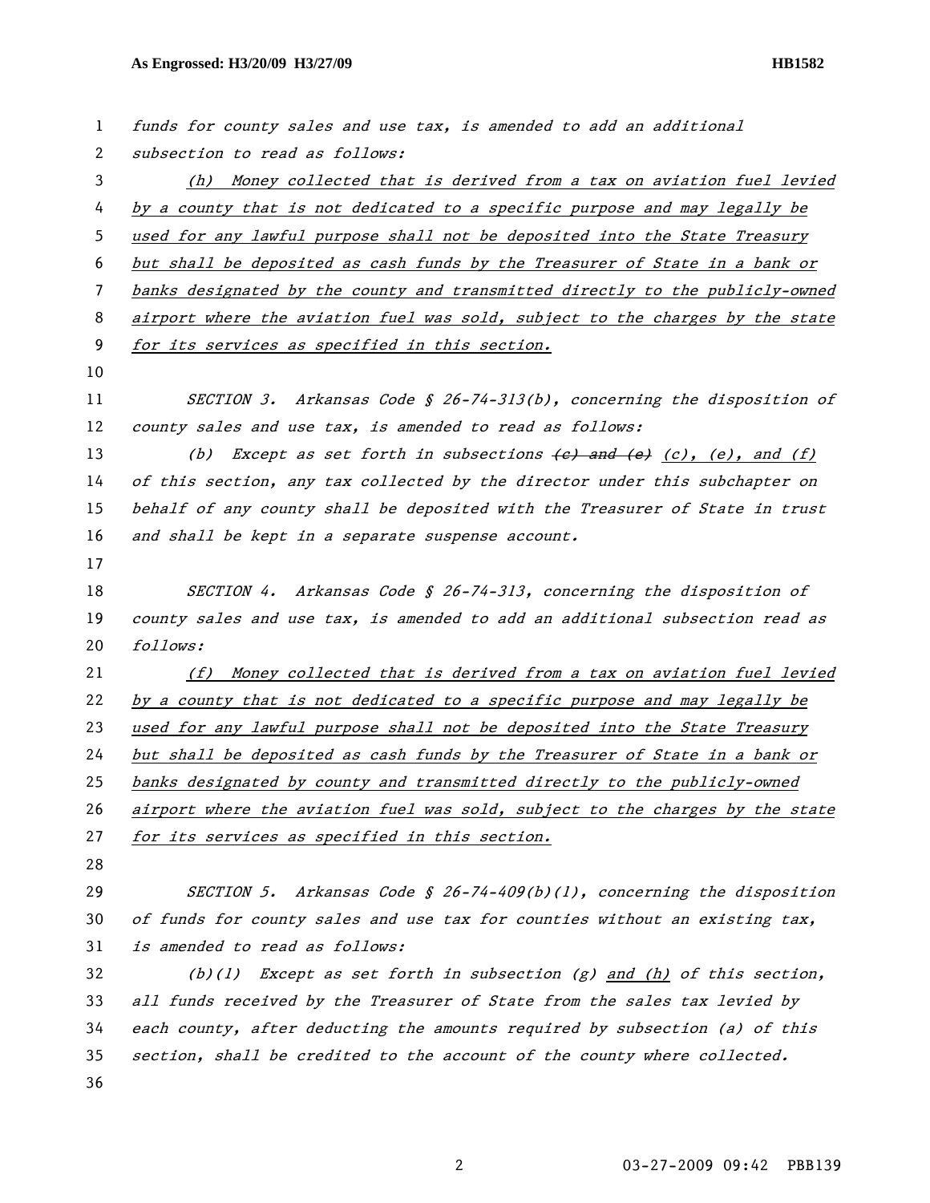funds for county sales and use tax, is amended to add an additional subsection to read as follows:

(h) Money collected that is derived from a tax on aviation fuel levied by a county that is not dedicated to a specific purpose and may legally be used for any lawful purpose shall not be deposited into the State Treasury but shall be deposited as cash funds by the Treasurer of State in a bank or banks designated by the county and transmitted directly to the publicly-owned airport where the aviation fuel was sold, subject to the charges by the state for its services as specified in this section.

SECTION 3. Arkansas Code § 26-74-313(b), concerning the disposition of county sales and use tax, is amended to read as follows:

(b) Except as set forth in subsections ~~(c) and (e)~~ (c), (e), and (f) of this section, any tax collected by the director under this subchapter on behalf of any county shall be deposited with the Treasurer of State in trust and shall be kept in a separate suspense account.

SECTION 4. Arkansas Code § 26-74-313, concerning the disposition of county sales and use tax, is amended to add an additional subsection read as follows:

(f) Money collected that is derived from a tax on aviation fuel levied by a county that is not dedicated to a specific purpose and may legally be used for any lawful purpose shall not be deposited into the State Treasury but shall be deposited as cash funds by the Treasurer of State in a bank or banks designated by county and transmitted directly to the publicly-owned airport where the aviation fuel was sold, subject to the charges by the state for its services as specified in this section.

SECTION 5. Arkansas Code § 26-74-409(b)(1), concerning the disposition of funds for county sales and use tax for counties without an existing tax, is amended to read as follows:

(b)(1) Except as set forth in subsection (g) and (h) of this section, all funds received by the Treasurer of State from the sales tax levied by each county, after deducting the amounts required by subsection (a) of this section, shall be credited to the account of the county where collected.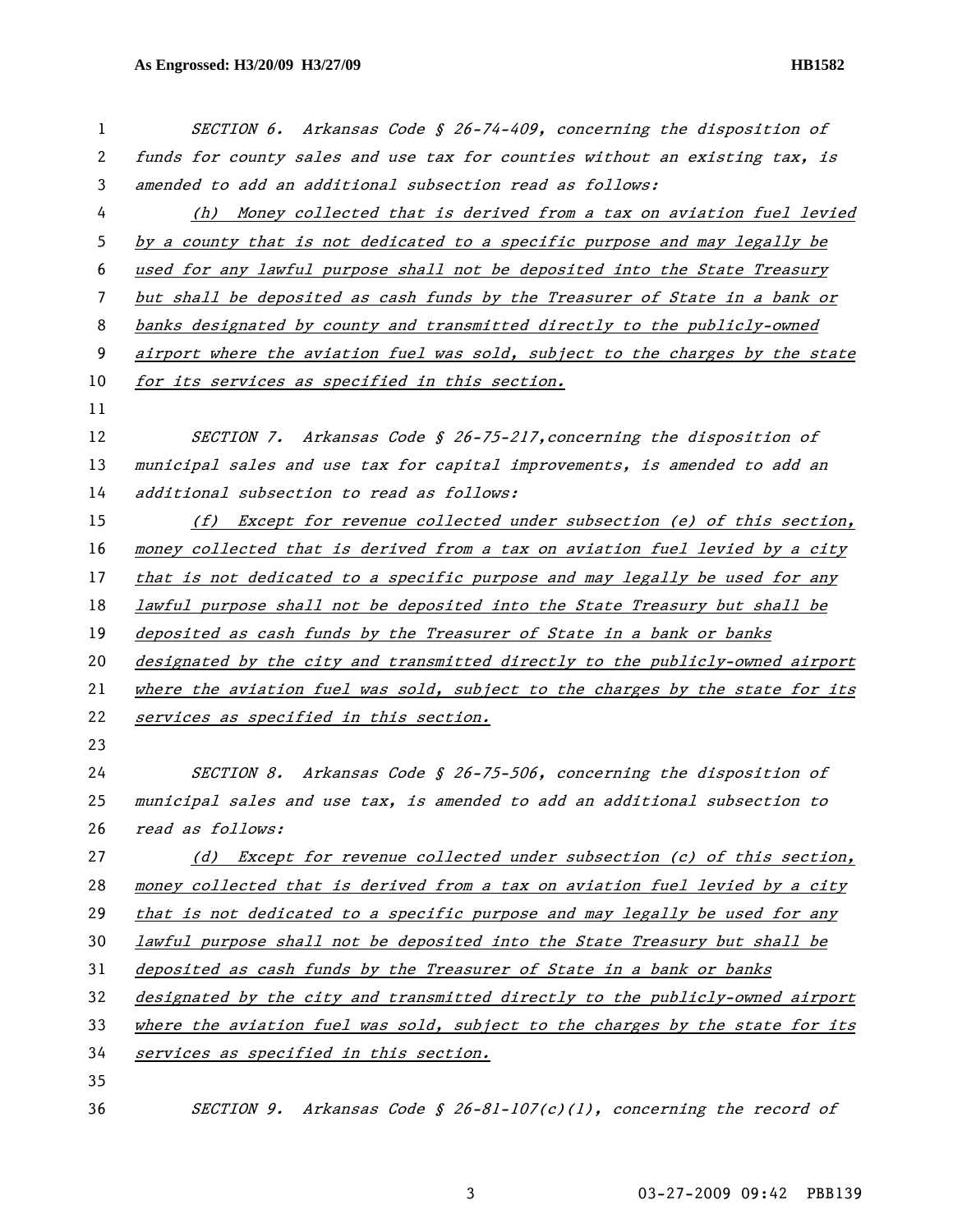SECTION 6. Arkansas Code § 26-74-409, concerning the disposition of funds for county sales and use tax for counties without an existing tax, is amended to add an additional subsection read as follows:

(h) Money collected that is derived from a tax on aviation fuel levied by a county that is not dedicated to a specific purpose and may legally be used for any lawful purpose shall not be deposited into the State Treasury but shall be deposited as cash funds by the Treasurer of State in a bank or banks designated by county and transmitted directly to the publicly-owned airport where the aviation fuel was sold, subject to the charges by the state for its services as specified in this section.

SECTION 7. Arkansas Code § 26-75-217,concerning the disposition of municipal sales and use tax for capital improvements, is amended to add an additional subsection to read as follows:

(f) Except for revenue collected under subsection (e) of this section, money collected that is derived from a tax on aviation fuel levied by a city that is not dedicated to a specific purpose and may legally be used for any lawful purpose shall not be deposited into the State Treasury but shall be deposited as cash funds by the Treasurer of State in a bank or banks designated by the city and transmitted directly to the publicly-owned airport where the aviation fuel was sold, subject to the charges by the state for its services as specified in this section.

SECTION 8. Arkansas Code § 26-75-506, concerning the disposition of municipal sales and use tax, is amended to add an additional subsection to read as follows:

(d) Except for revenue collected under subsection (c) of this section, money collected that is derived from a tax on aviation fuel levied by a city that is not dedicated to a specific purpose and may legally be used for any lawful purpose shall not be deposited into the State Treasury but shall be deposited as cash funds by the Treasurer of State in a bank or banks designated by the city and transmitted directly to the publicly-owned airport where the aviation fuel was sold, subject to the charges by the state for its services as specified in this section.

SECTION 9. Arkansas Code § 26-81-107(c)(1), concerning the record of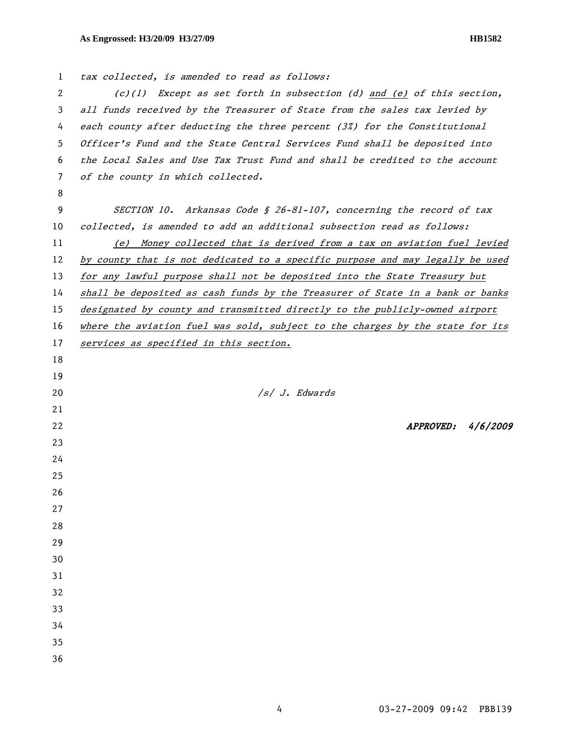*tax collected, is amended to read as follows:*

*(c)(1) Except as set forth in subsection (d) <u>and (e)</u> of this section, all funds received by the Treasurer of State from the sales tax levied by each county after deducting the three percent (3%) for the Constitutional Officer's Fund and the State Central Services Fund shall be deposited into the Local Sales and Use Tax Trust Fund and shall be credited to the account of the county in which collected.*

*SECTION 10. Arkansas Code § 26-81-107, concerning the record of tax collected, is amended to add an additional subsection read as follows:*

*<u>(e) Money collected that is derived from a tax on aviation fuel levied by county that is not dedicated to a specific purpose and may legally be used for any lawful purpose shall not be deposited into the State Treasury but shall be deposited as cash funds by the Treasurer of State in a bank or banks designated by county and transmitted directly to the publicly-owned airport where the aviation fuel was sold, subject to the charges by the state for its services as specified in this section.</u>*

*/s/ J. Edwards*

***APPROVED: 4/6/2009***